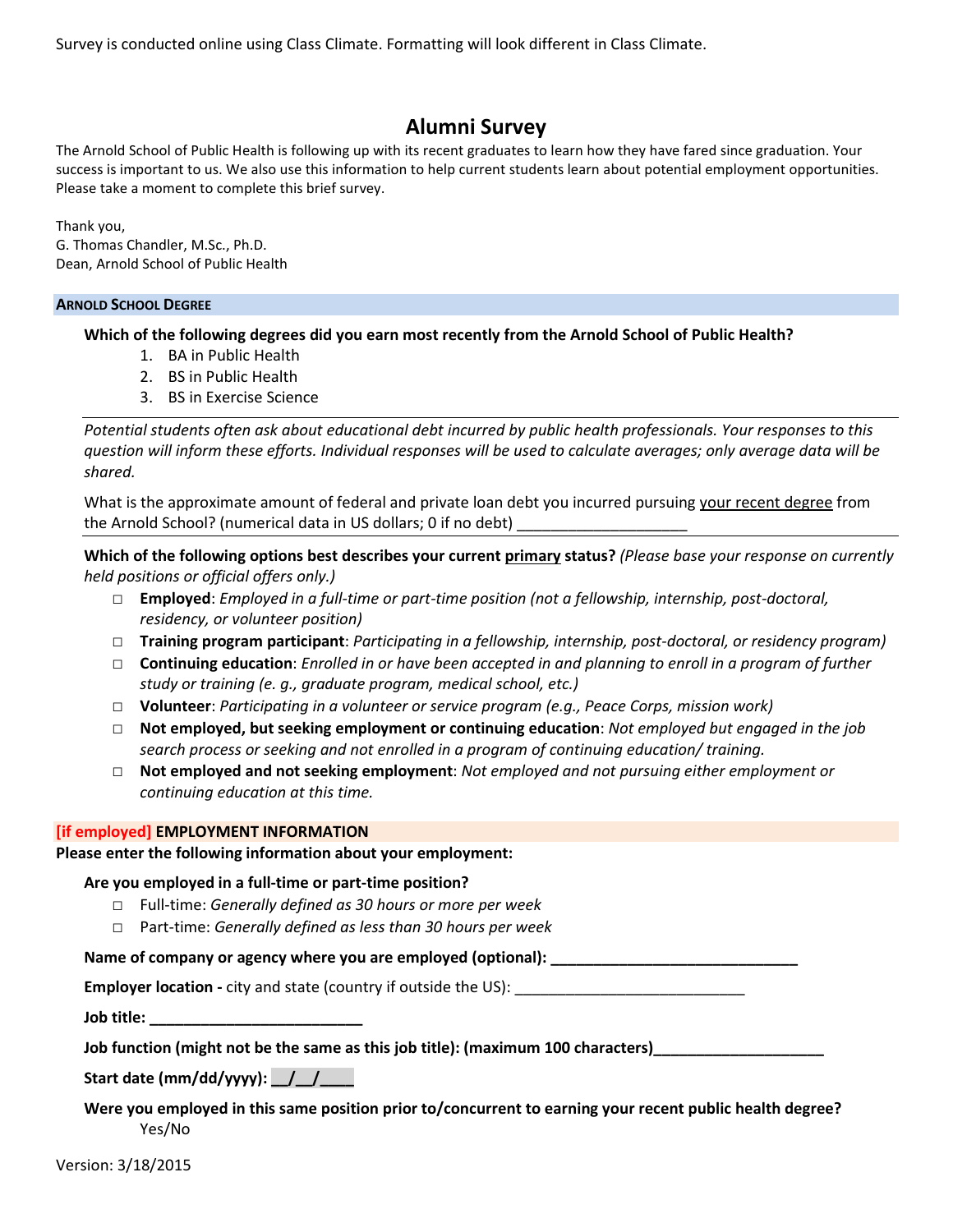Survey is conducted online using Class Climate. Formatting will look different in Class Climate.

# Alumni Survey

The Arnold School of Public Health is following up with its recent graduates to learn how they have fared since graduation. Your success is important to us. We also use this information to help current students learn about potential employment opportunities. Please take a moment to complete this brief survey.

Thank you,
G. Thomas Chandler, M.Sc., Ph.D.
Dean, Arnold School of Public Health

## ARNOLD SCHOOL DEGREE

**Which of the following degrees did you earn most recently from the Arnold School of Public Health?**

1. BA in Public Health
2. BS in Public Health
3. BS in Exercise Science

---

*Potential students often ask about educational debt incurred by public health professionals. Your responses to this question will inform these efforts. Individual responses will be used to calculate averages; only average data will be shared.*

What is the approximate amount of federal and private loan debt you incurred pursuing <u>your recent degree</u> from the Arnold School? (numerical data in US dollars; 0 if no debt) ____________________

---

**Which of the following options best describes your current <u>primary</u> status?** *(Please base your response on currently held positions or official offers only.)*

- ☐ **Employed**: *Employed in a full-time or part-time position (not a fellowship, internship, post-doctoral, residency, or volunteer position)*
- ☐ **Training program participant**: *Participating in a fellowship, internship, post-doctoral, or residency program)*
- ☐ **Continuing education**: *Enrolled in or have been accepted in and planning to enroll in a program of further study or training (e. g., graduate program, medical school, etc.)*
- ☐ **Volunteer**: *Participating in a volunteer or service program (e.g., Peace Corps, mission work)*
- ☐ **Not employed, but seeking employment or continuing education**: *Not employed but engaged in the job search process or seeking and not enrolled in a program of continuing education/ training.*
- ☐ **Not employed and not seeking employment**: *Not employed and not pursuing either employment or continuing education at this time.*

## [if employed] EMPLOYMENT INFORMATION

**Please enter the following information about your employment:**

**Are you employed in a full-time or part-time position?**

- ☐ Full-time: *Generally defined as 30 hours or more per week*
- ☐ Part-time: *Generally defined as less than 30 hours per week*

**Name of company or agency where you are employed (optional): ______________________________**

**Employer location -** city and state (country if outside the US): ____________________________

**Job title: __________________________**

**Job function (might not be the same as this job title): (maximum 100 characters)____________________**

**Start date (mm/dd/yyyy): __/__/____**

**Were you employed in this same position prior to/concurrent to earning your recent public health degree?**
Yes/No

Version: 3/18/2015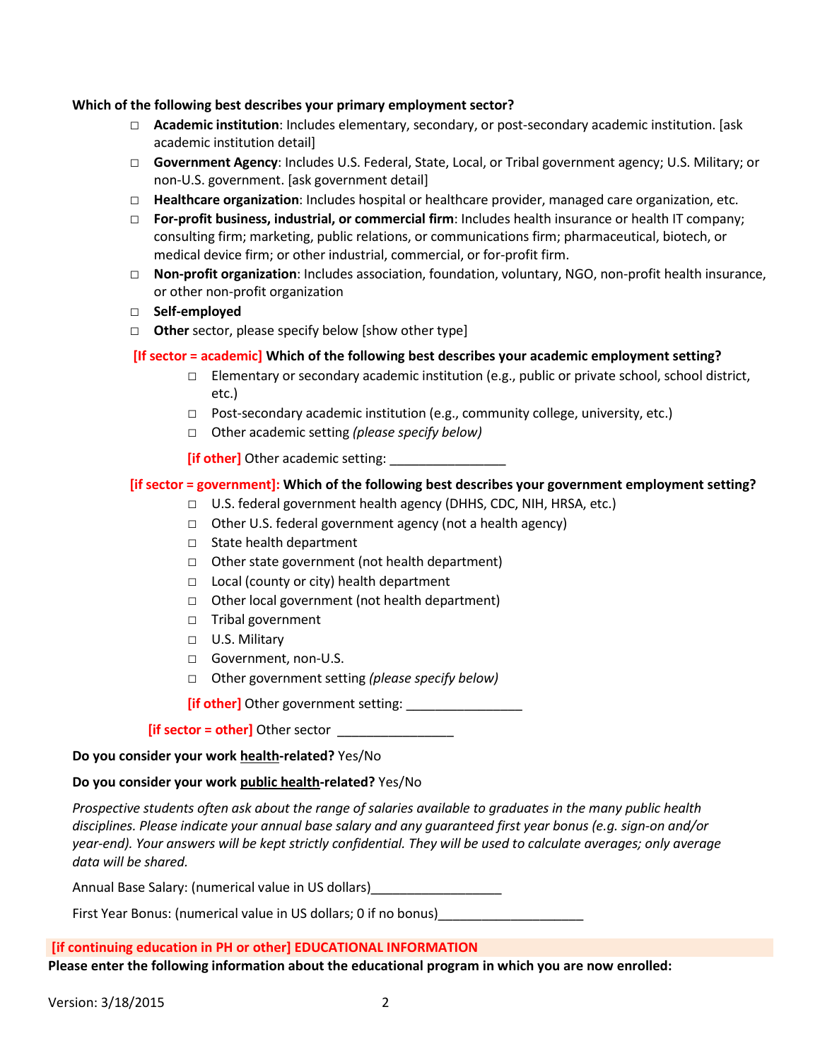**Which of the following best describes your primary employment sector?**

- ☐ **Academic institution**: Includes elementary, secondary, or post-secondary academic institution. [ask academic institution detail]
- ☐ **Government Agency**: Includes U.S. Federal, State, Local, or Tribal government agency; U.S. Military; or non-U.S. government. [ask government detail]
- ☐ **Healthcare organization**: Includes hospital or healthcare provider, managed care organization, etc.
- ☐ **For-profit business, industrial, or commercial firm**: Includes health insurance or health IT company; consulting firm; marketing, public relations, or communications firm; pharmaceutical, biotech, or medical device firm; or other industrial, commercial, or for-profit firm.
- ☐ **Non-profit organization**: Includes association, foundation, voluntary, NGO, non-profit health insurance, or other non-profit organization
- ☐ **Self-employed**
- ☐ **Other** sector, please specify below [show other type]

[If sector = academic] **Which of the following best describes your academic employment setting?**

- ☐ Elementary or secondary academic institution (e.g., public or private school, school district, etc.)
- ☐ Post-secondary academic institution (e.g., community college, university, etc.)
- ☐ Other academic setting *(please specify below)*

[if other] Other academic setting: ________________

[if sector = government]: **Which of the following best describes your government employment setting?**

- ☐ U.S. federal government health agency (DHHS, CDC, NIH, HRSA, etc.)
- ☐ Other U.S. federal government agency (not a health agency)
- ☐ State health department
- ☐ Other state government (not health department)
- ☐ Local (county or city) health department
- ☐ Other local government (not health department)
- ☐ Tribal government
- ☐ U.S. Military
- ☐ Government, non-U.S.
- ☐ Other government setting *(please specify below)*

[if other] Other government setting: ________________

[if sector = other] Other sector ________________

**Do you consider your work health-related?** Yes/No

**Do you consider your work public health-related?** Yes/No

*Prospective students often ask about the range of salaries available to graduates in the many public health disciplines. Please indicate your annual base salary and any guaranteed first year bonus (e.g. sign-on and/or year-end). Your answers will be kept strictly confidential. They will be used to calculate averages; only average data will be shared.*

Annual Base Salary: (numerical value in US dollars)__________________

First Year Bonus: (numerical value in US dollars; 0 if no bonus)____________________

**[if continuing education in PH or other] EDUCATIONAL INFORMATION**

**Please enter the following information about the educational program in which you are now enrolled:**

Version: 3/18/2015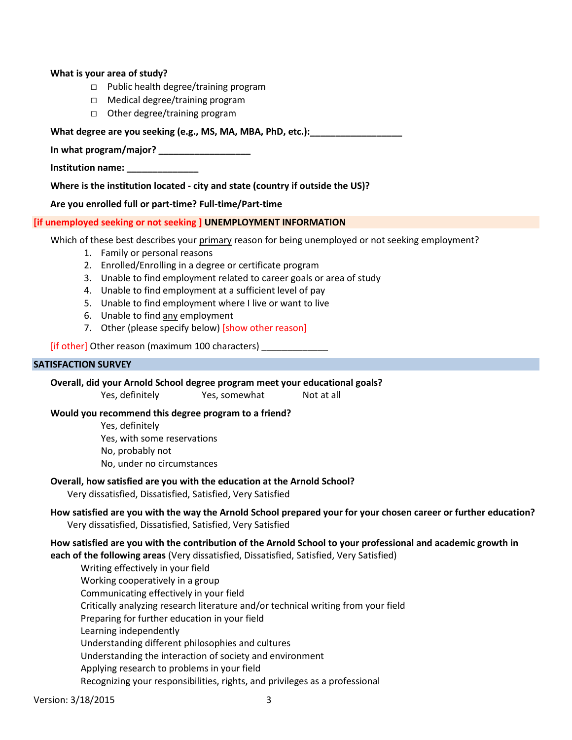**What is your area of study?**

- □ Public health degree/training program
- □ Medical degree/training program
- □ Other degree/training program

**What degree are you seeking (e.g., MS, MA, MBA, PhD, etc.):__________________**

**In what program/major? __________________**

**Institution name: ______________**

**Where is the institution located - city and state (country if outside the US)?**

**Are you enrolled full or part-time? Full-time/Part-time**

## [if unemployed seeking or not seeking ] UNEMPLOYMENT INFORMATION

Which of these best describes your primary reason for being unemployed or not seeking employment?

1. Family or personal reasons
2. Enrolled/Enrolling in a degree or certificate program
3. Unable to find employment related to career goals or area of study
4. Unable to find employment at a sufficient level of pay
5. Unable to find employment where I live or want to live
6. Unable to find any employment
7. Other (please specify below) [show other reason]

[if other] Other reason (maximum 100 characters) _____________

## SATISFACTION SURVEY

**Overall, did your Arnold School degree program meet your educational goals?**

Yes, definitely     Yes, somewhat     Not at all

**Would you recommend this degree program to a friend?**

- Yes, definitely
- Yes, with some reservations
- No, probably not
- No, under no circumstances

**Overall, how satisfied are you with the education at the Arnold School?**

Very dissatisfied, Dissatisfied, Satisfied, Very Satisfied

**How satisfied are you with the way the Arnold School prepared your for your chosen career or further education?**

Very dissatisfied, Dissatisfied, Satisfied, Very Satisfied

**How satisfied are you with the contribution of the Arnold School to your professional and academic growth in each of the following areas** (Very dissatisfied, Dissatisfied, Satisfied, Very Satisfied)

- Writing effectively in your field
- Working cooperatively in a group
- Communicating effectively in your field
- Critically analyzing research literature and/or technical writing from your field
- Preparing for further education in your field
- Learning independently
- Understanding different philosophies and cultures
- Understanding the interaction of society and environment
- Applying research to problems in your field
- Recognizing your responsibilities, rights, and privileges as a professional

Version: 3/18/2015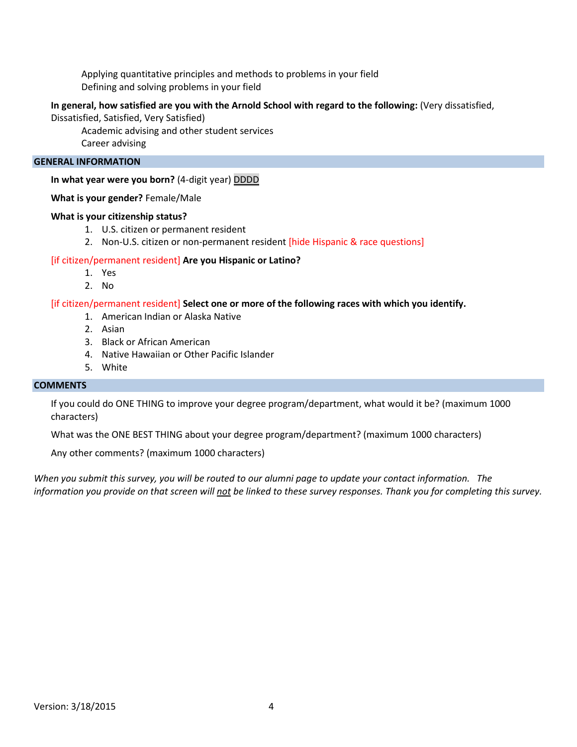Applying quantitative principles and methods to problems in your field
Defining and solving problems in your field

**In general, how satisfied are you with the Arnold School with regard to the following:** (Very dissatisfied, Dissatisfied, Satisfied, Very Satisfied)

Academic advising and other student services
Career advising

## GENERAL INFORMATION

**In what year were you born?** (4-digit year) DDDD

**What is your gender?** Female/Male

**What is your citizenship status?**

1. U.S. citizen or permanent resident
2. Non-U.S. citizen or non-permanent resident [hide Hispanic & race questions]

[if citizen/permanent resident] **Are you Hispanic or Latino?**

1. Yes
2. No

[if citizen/permanent resident] **Select one or more of the following races with which you identify.**

1. American Indian or Alaska Native
2. Asian
3. Black or African American
4. Native Hawaiian or Other Pacific Islander
5. White

## COMMENTS

If you could do ONE THING to improve your degree program/department, what would it be? (maximum 1000 characters)

What was the ONE BEST THING about your degree program/department? (maximum 1000 characters)

Any other comments? (maximum 1000 characters)

*When you submit this survey, you will be routed to our alumni page to update your contact information. The information you provide on that screen will not be linked to these survey responses. Thank you for completing this survey.*

Version: 3/18/2015